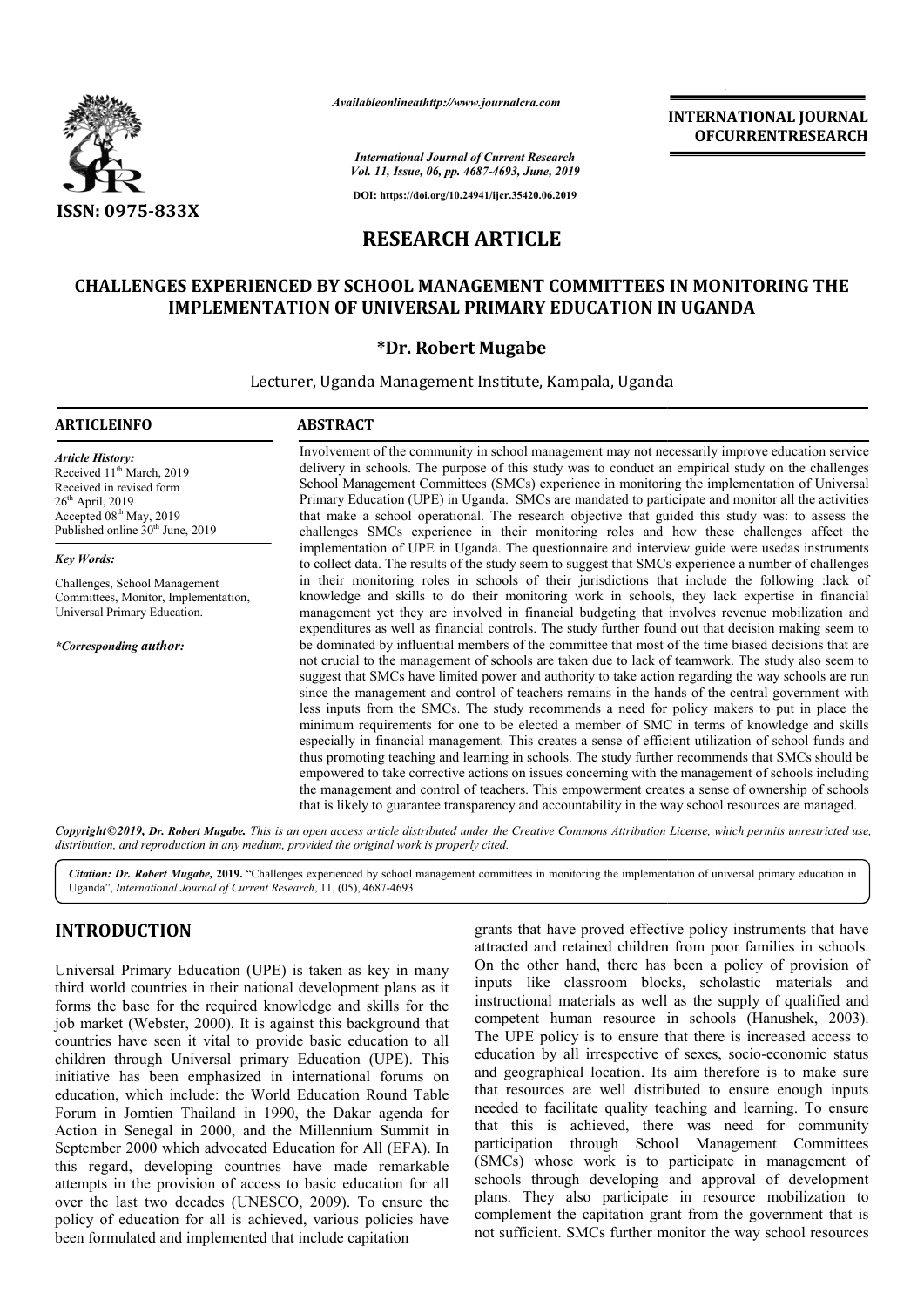# RESEARCH ARTICLE

## CHALLENGES EXPERIENCED BY SCHOOL MANAGEMENT COMMITTEES IN MONITORING THE IMPLEMENTATION OF UNIVERSAL PRIMARY EDUCATION IN UGANDA

**\*Dr. Robert Mugabe**

Lecturer, Uganda Management Institute, Kampala, Uganda

### ARTICLEINFO

*Article History:*
Received 11[th] March, 2019
Received in revised form 26[th] April, 2019
Accepted 08[th] May, 2019
Published online 30[th] June, 2019

*Key Words:*
Challenges, School Management Committees, Monitor, Implementation, Universal Primary Education.

*\*Corresponding author:*

### ABSTRACT

Involvement of the community in school management may not necessarily improve education service delivery in schools. The purpose of this study was to conduct an empirical study on the challenges School Management Committees (SMCs) experience in monitoring the implementation of Universal Primary Education (UPE) in Uganda. SMCs are mandated to participate and monitor all the activities that make a school operational. The research objective that guided this study was: to assess the challenges SMCs experience in their monitoring roles and how these challenges affect the implementation of UPE in Uganda. The questionnaire and interview guide were usedas instruments to collect data. The results of the study seem to suggest that SMCs experience a number of challenges in their monitoring roles in schools of their jurisdictions that include the following :lack of knowledge and skills to do their monitoring work in schools, they lack expertise in financial management yet they are involved in financial budgeting that involves revenue mobilization and expenditures as well as financial controls. The study further found out that decision making seem to be dominated by influential members of the committee that most of the time biased decisions that are not crucial to the management of schools are taken due to lack of teamwork. The study also seem to suggest that SMCs have limited power and authority to take action regarding the way schools are run since the management and control of teachers remains in the hands of the central government with less inputs from the SMCs. The study recommends a need for policy makers to put in place the minimum requirements for one to be elected a member of SMC in terms of knowledge and skills especially in financial management. This creates a sense of efficient utilization of school funds and thus promoting teaching and learning in schools. The study further recommends that SMCs should be empowered to take corrective actions on issues concerning with the management of schools including the management and control of teachers. This empowerment creates a sense of ownership of schools that is likely to guarantee transparency and accountability in the way school resources are managed.

*Copyright©2019, Dr. Robert Mugabe. This is an open access article distributed under the Creative Commons Attribution License, which permits unrestricted use, distribution, and reproduction in any medium, provided the original work is properly cited.*

***Citation:** Dr. Robert Mugabe,* 2019. "Challenges experienced by school management committees in monitoring the implementation of universal primary education in Uganda", *International Journal of Current Research*, 11, (05), 4687-4693.

## INTRODUCTION

Universal Primary Education (UPE) is taken as key in many third world countries in their national development plans as it forms the base for the required knowledge and skills for the job market (Webster, 2000). It is against this background that countries have seen it vital to provide basic education to all children through Universal primary Education (UPE). This initiative has been emphasized in international forums on education, which include: the World Education Round Table Forum in Jomtien Thailand in 1990, the Dakar agenda for Action in Senegal in 2000, and the Millennium Summit in September 2000 which advocated Education for All (EFA). In this regard, developing countries have made remarkable attempts in the provision of access to basic education for all over the last two decades (UNESCO, 2009). To ensure the policy of education for all is achieved, various policies have been formulated and implemented that include capitation grants that have proved effective policy instruments that have attracted and retained children from poor families in schools. On the other hand, there has been a policy of provision of inputs like classroom blocks, scholastic materials and instructional materials as well as the supply of qualified and competent human resource in schools (Hanushek, 2003). The UPE policy is to ensure that there is increased access to education by all irrespective of sexes, socio-economic status and geographical location. Its aim therefore is to make sure that resources are well distributed to ensure enough inputs needed to facilitate quality teaching and learning. To ensure that this is achieved, there was need for community participation through School Management Committees (SMCs) whose work is to participate in management of schools through developing and approval of development plans. They also participate in resource mobilization to complement the capitation grant from the government that is not sufficient. SMCs further monitor the way school resources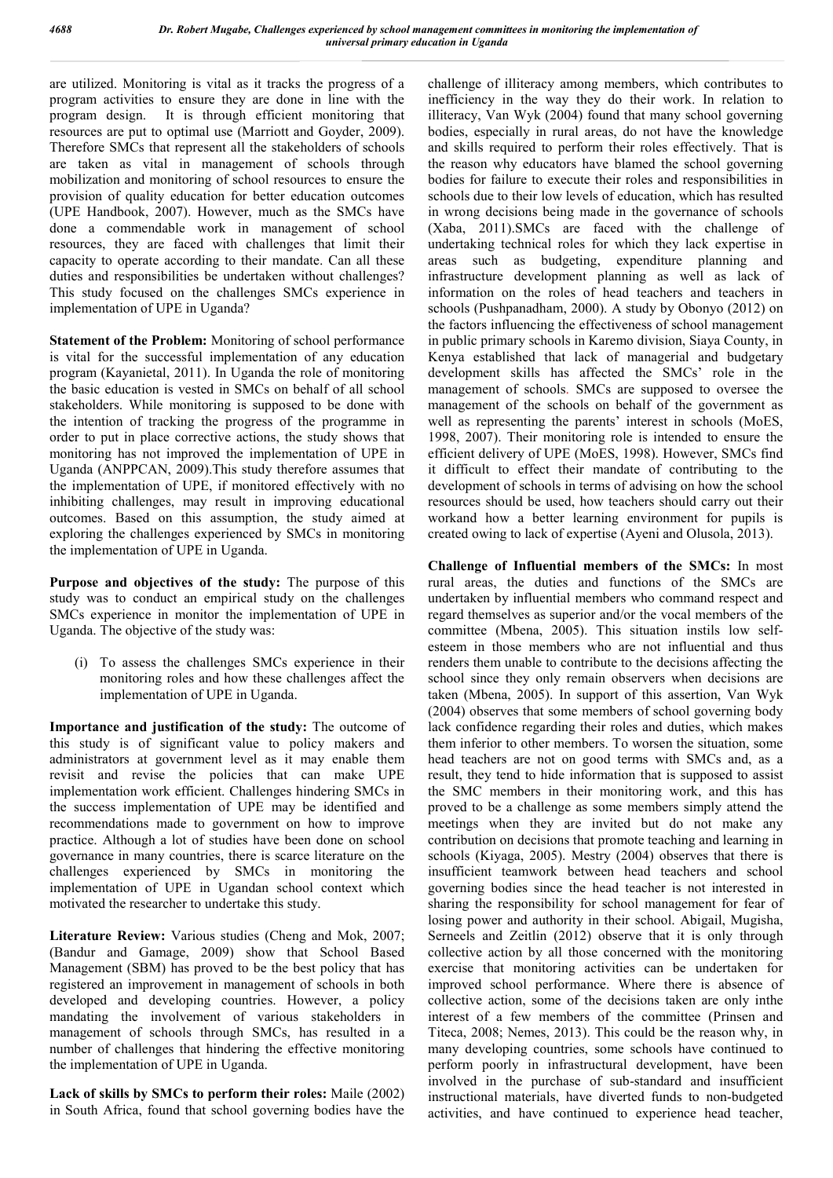are utilized. Monitoring is vital as it tracks the progress of a program activities to ensure they are done in line with the program design. It is through efficient monitoring that resources are put to optimal use (Marriott and Goyder, 2009). Therefore SMCs that represent all the stakeholders of schools are taken as vital in management of schools through mobilization and monitoring of school resources to ensure the provision of quality education for better education outcomes (UPE Handbook, 2007). However, much as the SMCs have done a commendable work in management of school resources, they are faced with challenges that limit their capacity to operate according to their mandate. Can all these duties and responsibilities be undertaken without challenges? This study focused on the challenges SMCs experience in implementation of UPE in Uganda?

**Statement of the Problem:** Monitoring of school performance is vital for the successful implementation of any education program (Kayanietal, 2011). In Uganda the role of monitoring the basic education is vested in SMCs on behalf of all school stakeholders. While monitoring is supposed to be done with the intention of tracking the progress of the programme in order to put in place corrective actions, the study shows that monitoring has not improved the implementation of UPE in Uganda (ANPPCAN, 2009).This study therefore assumes that the implementation of UPE, if monitored effectively with no inhibiting challenges, may result in improving educational outcomes. Based on this assumption, the study aimed at exploring the challenges experienced by SMCs in monitoring the implementation of UPE in Uganda.

**Purpose and objectives of the study:** The purpose of this study was to conduct an empirical study on the challenges SMCs experience in monitor the implementation of UPE in Uganda. The objective of the study was:

(i) To assess the challenges SMCs experience in their monitoring roles and how these challenges affect the implementation of UPE in Uganda.

**Importance and justification of the study:** The outcome of this study is of significant value to policy makers and administrators at government level as it may enable them revisit and revise the policies that can make UPE implementation work efficient. Challenges hindering SMCs in the success implementation of UPE may be identified and recommendations made to government on how to improve practice. Although a lot of studies have been done on school governance in many countries, there is scarce literature on the challenges experienced by SMCs in monitoring the implementation of UPE in Ugandan school context which motivated the researcher to undertake this study.

**Literature Review:** Various studies (Cheng and Mok, 2007; (Bandur and Gamage, 2009) show that School Based Management (SBM) has proved to be the best policy that has registered an improvement in management of schools in both developed and developing countries. However, a policy mandating the involvement of various stakeholders in management of schools through SMCs, has resulted in a number of challenges that hindering the effective monitoring the implementation of UPE in Uganda.

**Lack of skills by SMCs to perform their roles:** Maile (2002) in South Africa, found that school governing bodies have the challenge of illiteracy among members, which contributes to inefficiency in the way they do their work. In relation to illiteracy, Van Wyk (2004) found that many school governing bodies, especially in rural areas, do not have the knowledge and skills required to perform their roles effectively. That is the reason why educators have blamed the school governing bodies for failure to execute their roles and responsibilities in schools due to their low levels of education, which has resulted in wrong decisions being made in the governance of schools (Xaba, 2011).SMCs are faced with the challenge of undertaking technical roles for which they lack expertise in areas such as budgeting, expenditure planning and infrastructure development planning as well as lack of information on the roles of head teachers and teachers in schools (Pushpanadham, 2000). A study by Obonyo (2012) on the factors influencing the effectiveness of school management in public primary schools in Karemo division, Siaya County, in Kenya established that lack of managerial and budgetary development skills has affected the SMCs' role in the management of schools. SMCs are supposed to oversee the management of the schools on behalf of the government as well as representing the parents' interest in schools (MoES, 1998, 2007). Their monitoring role is intended to ensure the efficient delivery of UPE (MoES, 1998). However, SMCs find it difficult to effect their mandate of contributing to the development of schools in terms of advising on how the school resources should be used, how teachers should carry out their workand how a better learning environment for pupils is created owing to lack of expertise (Ayeni and Olusola, 2013).

**Challenge of Influential members of the SMCs:** In most rural areas, the duties and functions of the SMCs are undertaken by influential members who command respect and regard themselves as superior and/or the vocal members of the committee (Mbena, 2005). This situation instils low self-esteem in those members who are not influential and thus renders them unable to contribute to the decisions affecting the school since they only remain observers when decisions are taken (Mbena, 2005). In support of this assertion, Van Wyk (2004) observes that some members of school governing body lack confidence regarding their roles and duties, which makes them inferior to other members. To worsen the situation, some head teachers are not on good terms with SMCs and, as a result, they tend to hide information that is supposed to assist the SMC members in their monitoring work, and this has proved to be a challenge as some members simply attend the meetings when they are invited but do not make any contribution on decisions that promote teaching and learning in schools (Kiyaga, 2005). Mestry (2004) observes that there is insufficient teamwork between head teachers and school governing bodies since the head teacher is not interested in sharing the responsibility for school management for fear of losing power and authority in their school. Abigail, Mugisha, Serneels and Zeitlin (2012) observe that it is only through collective action by all those concerned with the monitoring exercise that monitoring activities can be undertaken for improved school performance. Where there is absence of collective action, some of the decisions taken are only inthe interest of a few members of the committee (Prinsen and Titeca, 2008; Nemes, 2013). This could be the reason why, in many developing countries, some schools have continued to perform poorly in infrastructural development, have been involved in the purchase of sub-standard and insufficient instructional materials, have diverted funds to non-budgeted activities, and have continued to experience head teacher,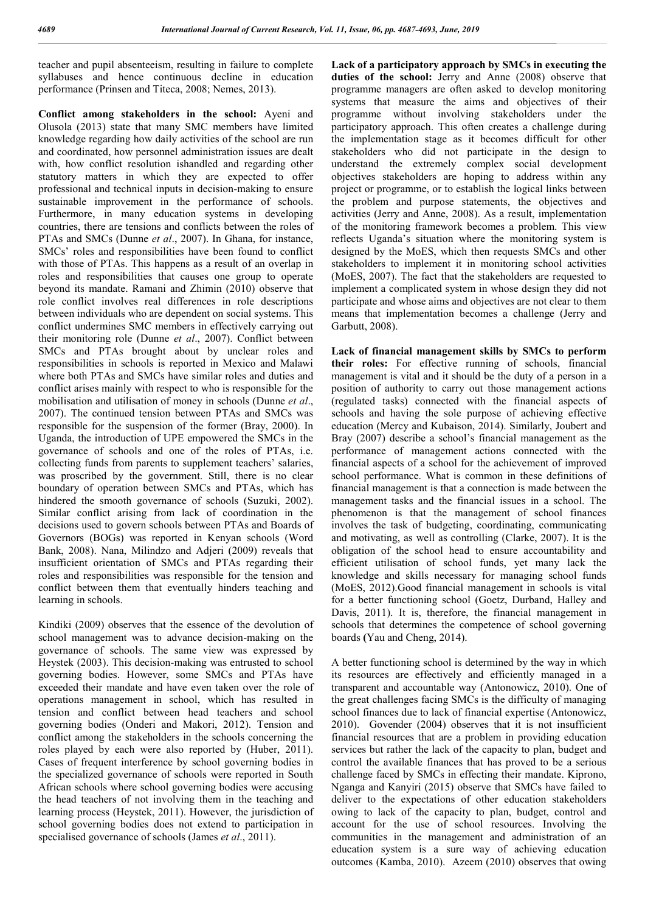teacher and pupil absenteeism, resulting in failure to complete syllabuses and hence continuous decline in education performance (Prinsen and Titeca, 2008; Nemes, 2013).

**Conflict among stakeholders in the school:** Ayeni and Olusola (2013) state that many SMC members have limited knowledge regarding how daily activities of the school are run and coordinated, how personnel administration issues are dealt with, how conflict resolution ishandled and regarding other statutory matters in which they are expected to offer professional and technical inputs in decision-making to ensure sustainable improvement in the performance of schools. Furthermore, in many education systems in developing countries, there are tensions and conflicts between the roles of PTAs and SMCs (Dunne *et al*., 2007). In Ghana, for instance, SMCs' roles and responsibilities have been found to conflict with those of PTAs. This happens as a result of an overlap in roles and responsibilities that causes one group to operate beyond its mandate. Ramani and Zhimin (2010) observe that role conflict involves real differences in role descriptions between individuals who are dependent on social systems. This conflict undermines SMC members in effectively carrying out their monitoring role (Dunne *et al*., 2007). Conflict between SMCs and PTAs brought about by unclear roles and responsibilities in schools is reported in Mexico and Malawi where both PTAs and SMCs have similar roles and duties and conflict arises mainly with respect to who is responsible for the mobilisation and utilisation of money in schools (Dunne *et al*., 2007). The continued tension between PTAs and SMCs was responsible for the suspension of the former (Bray, 2000). In Uganda, the introduction of UPE empowered the SMCs in the governance of schools and one of the roles of PTAs, i.e. collecting funds from parents to supplement teachers' salaries, was proscribed by the government. Still, there is no clear boundary of operation between SMCs and PTAs, which has hindered the smooth governance of schools (Suzuki, 2002). Similar conflict arising from lack of coordination in the decisions used to govern schools between PTAs and Boards of Governors (BOGs) was reported in Kenyan schools (Word Bank, 2008). Nana, Milindzo and Adjeri (2009) reveals that insufficient orientation of SMCs and PTAs regarding their roles and responsibilities was responsible for the tension and conflict between them that eventually hinders teaching and learning in schools.

Kindiki (2009) observes that the essence of the devolution of school management was to advance decision-making on the governance of schools. The same view was expressed by Heystek (2003). This decision-making was entrusted to school governing bodies. However, some SMCs and PTAs have exceeded their mandate and have even taken over the role of operations management in school, which has resulted in tension and conflict between head teachers and school governing bodies (Onderi and Makori, 2012). Tension and conflict among the stakeholders in the schools concerning the roles played by each were also reported by (Huber, 2011). Cases of frequent interference by school governing bodies in the specialized governance of schools were reported in South African schools where school governing bodies were accusing the head teachers of not involving them in the teaching and learning process (Heystek, 2011). However, the jurisdiction of school governing bodies does not extend to participation in specialised governance of schools (James *et al*., 2011).

**Lack of a participatory approach by SMCs in executing the duties of the school:** Jerry and Anne (2008) observe that programme managers are often asked to develop monitoring systems that measure the aims and objectives of their programme without involving stakeholders under the participatory approach. This often creates a challenge during the implementation stage as it becomes difficult for other stakeholders who did not participate in the design to understand the extremely complex social development objectives stakeholders are hoping to address within any project or programme, or to establish the logical links between the problem and purpose statements, the objectives and activities (Jerry and Anne, 2008). As a result, implementation of the monitoring framework becomes a problem. This view reflects Uganda's situation where the monitoring system is designed by the MoES, which then requests SMCs and other stakeholders to implement it in monitoring school activities (MoES, 2007). The fact that the stakeholders are requested to implement a complicated system in whose design they did not participate and whose aims and objectives are not clear to them means that implementation becomes a challenge (Jerry and Garbutt, 2008).

**Lack of financial management skills by SMCs to perform their roles:** For effective running of schools, financial management is vital and it should be the duty of a person in a position of authority to carry out those management actions (regulated tasks) connected with the financial aspects of schools and having the sole purpose of achieving effective education (Mercy and Kubaison, 2014). Similarly, Joubert and Bray (2007) describe a school's financial management as the performance of management actions connected with the financial aspects of a school for the achievement of improved school performance. What is common in these definitions of financial management is that a connection is made between the management tasks and the financial issues in a school. The phenomenon is that the management of school finances involves the task of budgeting, coordinating, communicating and motivating, as well as controlling (Clarke, 2007). It is the obligation of the school head to ensure accountability and efficient utilisation of school funds, yet many lack the knowledge and skills necessary for managing school funds (MoES, 2012).Good financial management in schools is vital for a better functioning school (Goetz, Durband, Halley and Davis, 2011). It is, therefore, the financial management in schools that determines the competence of school governing boards (Yau and Cheng, 2014).

A better functioning school is determined by the way in which its resources are effectively and efficiently managed in a transparent and accountable way (Antonowicz, 2010). One of the great challenges facing SMCs is the difficulty of managing school finances due to lack of financial expertise (Antonowicz, 2010). Govender (2004) observes that it is not insufficient financial resources that are a problem in providing education services but rather the lack of the capacity to plan, budget and control the available finances that has proved to be a serious challenge faced by SMCs in effecting their mandate. Kiprono, Nganga and Kanyiri (2015) observe that SMCs have failed to deliver to the expectations of other education stakeholders owing to lack of the capacity to plan, budget, control and account for the use of school resources. Involving the communities in the management and administration of an education system is a sure way of achieving education outcomes (Kamba, 2010). Azeem (2010) observes that owing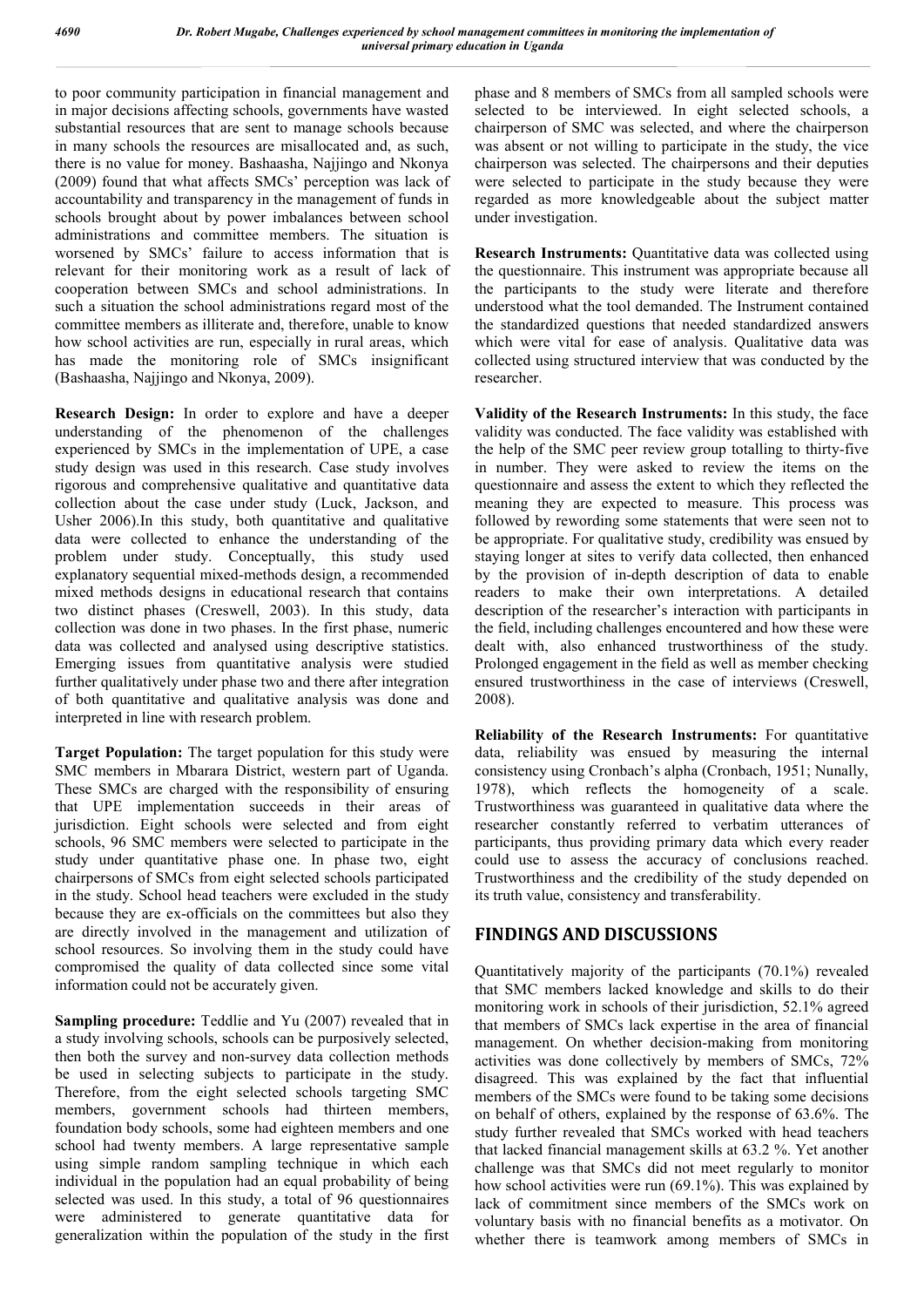to poor community participation in financial management and in major decisions affecting schools, governments have wasted substantial resources that are sent to manage schools because in many schools the resources are misallocated and, as such, there is no value for money. Bashaasha, Najjingo and Nkonya (2009) found that what affects SMCs' perception was lack of accountability and transparency in the management of funds in schools brought about by power imbalances between school administrations and committee members. The situation is worsened by SMCs' failure to access information that is relevant for their monitoring work as a result of lack of cooperation between SMCs and school administrations. In such a situation the school administrations regard most of the committee members as illiterate and, therefore, unable to know how school activities are run, especially in rural areas, which has made the monitoring role of SMCs insignificant (Bashaasha, Najjingo and Nkonya, 2009).

**Research Design:** In order to explore and have a deeper understanding of the phenomenon of the challenges experienced by SMCs in the implementation of UPE, a case study design was used in this research. Case study involves rigorous and comprehensive qualitative and quantitative data collection about the case under study (Luck, Jackson, and Usher 2006).In this study, both quantitative and qualitative data were collected to enhance the understanding of the problem under study. Conceptually, this study used explanatory sequential mixed-methods design, a recommended mixed methods designs in educational research that contains two distinct phases (Creswell, 2003). In this study, data collection was done in two phases. In the first phase, numeric data was collected and analysed using descriptive statistics. Emerging issues from quantitative analysis were studied further qualitatively under phase two and there after integration of both quantitative and qualitative analysis was done and interpreted in line with research problem.

**Target Population:** The target population for this study were SMC members in Mbarara District, western part of Uganda. These SMCs are charged with the responsibility of ensuring that UPE implementation succeeds in their areas of jurisdiction. Eight schools were selected and from eight schools, 96 SMC members were selected to participate in the study under quantitative phase one. In phase two, eight chairpersons of SMCs from eight selected schools participated in the study. School head teachers were excluded in the study because they are ex-officials on the committees but also they are directly involved in the management and utilization of school resources. So involving them in the study could have compromised the quality of data collected since some vital information could not be accurately given.

**Sampling procedure:** Teddlie and Yu (2007) revealed that in a study involving schools, schools can be purposively selected, then both the survey and non-survey data collection methods be used in selecting subjects to participate in the study. Therefore, from the eight selected schools targeting SMC members, government schools had thirteen members, foundation body schools, some had eighteen members and one school had twenty members. A large representative sample using simple random sampling technique in which each individual in the population had an equal probability of being selected was used. In this study, a total of 96 questionnaires were administered to generate quantitative data for generalization within the population of the study in the first phase and 8 members of SMCs from all sampled schools were selected to be interviewed. In eight selected schools, a chairperson of SMC was selected, and where the chairperson was absent or not willing to participate in the study, the vice chairperson was selected. The chairpersons and their deputies were selected to participate in the study because they were regarded as more knowledgeable about the subject matter under investigation.

**Research Instruments:** Quantitative data was collected using the questionnaire. This instrument was appropriate because all the participants to the study were literate and therefore understood what the tool demanded. The Instrument contained the standardized questions that needed standardized answers which were vital for ease of analysis. Qualitative data was collected using structured interview that was conducted by the researcher.

**Validity of the Research Instruments:** In this study, the face validity was conducted. The face validity was established with the help of the SMC peer review group totalling to thirty-five in number. They were asked to review the items on the questionnaire and assess the extent to which they reflected the meaning they are expected to measure. This process was followed by rewording some statements that were seen not to be appropriate. For qualitative study, credibility was ensued by staying longer at sites to verify data collected, then enhanced by the provision of in-depth description of data to enable readers to make their own interpretations. A detailed description of the researcher's interaction with participants in the field, including challenges encountered and how these were dealt with, also enhanced trustworthiness of the study. Prolonged engagement in the field as well as member checking ensured trustworthiness in the case of interviews (Creswell, 2008).

**Reliability of the Research Instruments:** For quantitative data, reliability was ensued by measuring the internal consistency using Cronbach's alpha (Cronbach, 1951; Nunally, 1978), which reflects the homogeneity of a scale. Trustworthiness was guaranteed in qualitative data where the researcher constantly referred to verbatim utterances of participants, thus providing primary data which every reader could use to assess the accuracy of conclusions reached. Trustworthiness and the credibility of the study depended on its truth value, consistency and transferability.

## FINDINGS AND DISCUSSIONS

Quantitatively majority of the participants (70.1%) revealed that SMC members lacked knowledge and skills to do their monitoring work in schools of their jurisdiction, 52.1% agreed that members of SMCs lack expertise in the area of financial management. On whether decision-making from monitoring activities was done collectively by members of SMCs, 72% disagreed. This was explained by the fact that influential members of the SMCs were found to be taking some decisions on behalf of others, explained by the response of 63.6%. The study further revealed that SMCs worked with head teachers that lacked financial management skills at 63.2 %. Yet another challenge was that SMCs did not meet regularly to monitor how school activities were run (69.1%). This was explained by lack of commitment since members of the SMCs work on voluntary basis with no financial benefits as a motivator. On whether there is teamwork among members of SMCs in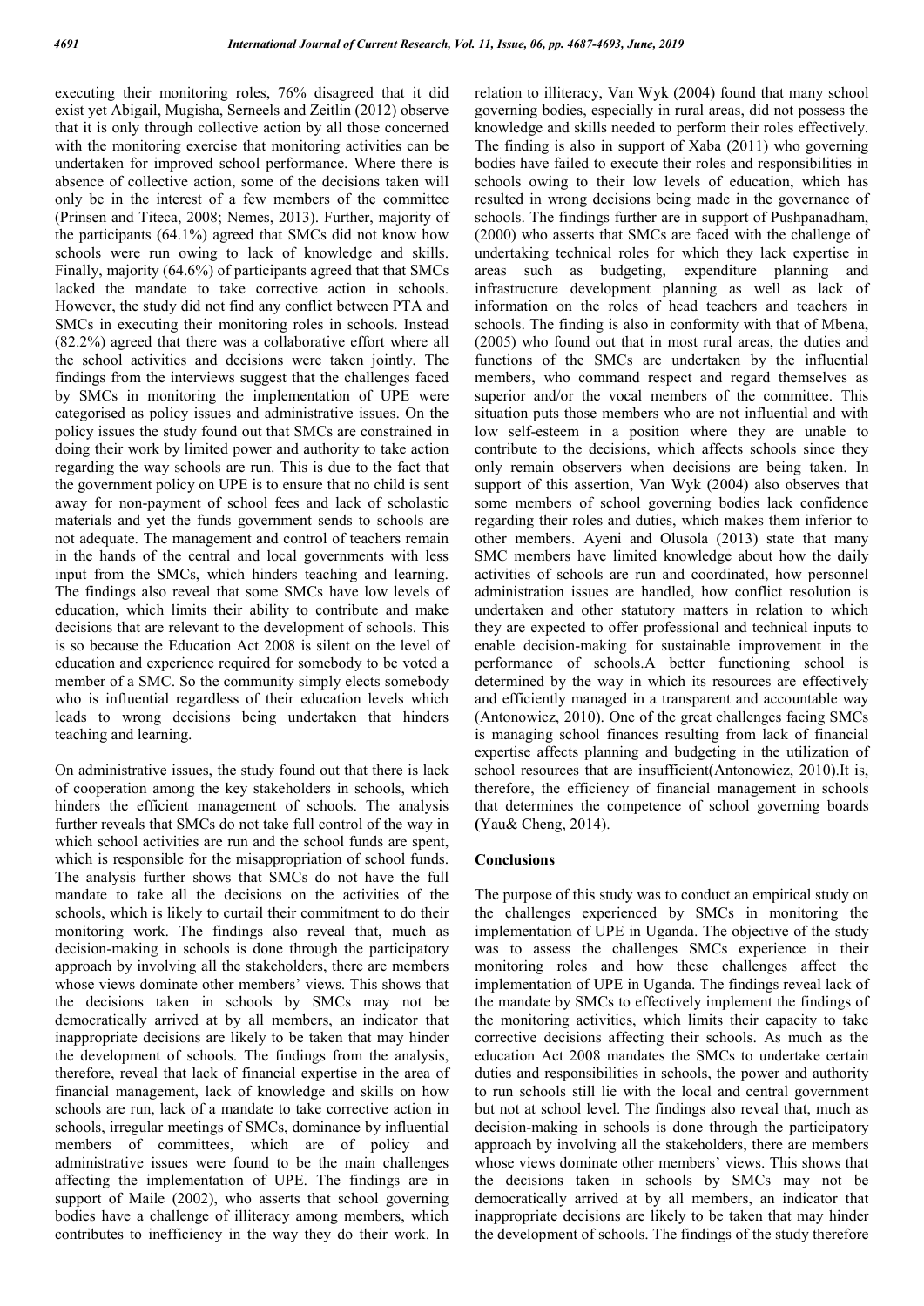executing their monitoring roles, 76% disagreed that it did exist yet Abigail, Mugisha, Serneels and Zeitlin (2012) observe that it is only through collective action by all those concerned with the monitoring exercise that monitoring activities can be undertaken for improved school performance. Where there is absence of collective action, some of the decisions taken will only be in the interest of a few members of the committee (Prinsen and Titeca, 2008; Nemes, 2013). Further, majority of the participants (64.1%) agreed that SMCs did not know how schools were run owing to lack of knowledge and skills. Finally, majority (64.6%) of participants agreed that that SMCs lacked the mandate to take corrective action in schools. However, the study did not find any conflict between PTA and SMCs in executing their monitoring roles in schools. Instead (82.2%) agreed that there was a collaborative effort where all the school activities and decisions were taken jointly. The findings from the interviews suggest that the challenges faced by SMCs in monitoring the implementation of UPE were categorised as policy issues and administrative issues. On the policy issues the study found out that SMCs are constrained in doing their work by limited power and authority to take action regarding the way schools are run. This is due to the fact that the government policy on UPE is to ensure that no child is sent away for non-payment of school fees and lack of scholastic materials and yet the funds government sends to schools are not adequate. The management and control of teachers remain in the hands of the central and local governments with less input from the SMCs, which hinders teaching and learning. The findings also reveal that some SMCs have low levels of education, which limits their ability to contribute and make decisions that are relevant to the development of schools. This is so because the Education Act 2008 is silent on the level of education and experience required for somebody to be voted a member of a SMC. So the community simply elects somebody who is influential regardless of their education levels which leads to wrong decisions being undertaken that hinders teaching and learning.

On administrative issues, the study found out that there is lack of cooperation among the key stakeholders in schools, which hinders the efficient management of schools. The analysis further reveals that SMCs do not take full control of the way in which school activities are run and the school funds are spent, which is responsible for the misappropriation of school funds. The analysis further shows that SMCs do not have the full mandate to take all the decisions on the activities of the schools, which is likely to curtail their commitment to do their monitoring work. The findings also reveal that, much as decision-making in schools is done through the participatory approach by involving all the stakeholders, there are members whose views dominate other members' views. This shows that the decisions taken in schools by SMCs may not be democratically arrived at by all members, an indicator that inappropriate decisions are likely to be taken that may hinder the development of schools. The findings from the analysis, therefore, reveal that lack of financial expertise in the area of financial management, lack of knowledge and skills on how schools are run, lack of a mandate to take corrective action in schools, irregular meetings of SMCs, dominance by influential members of committees, which are of policy and administrative issues were found to be the main challenges affecting the implementation of UPE. The findings are in support of Maile (2002), who asserts that school governing bodies have a challenge of illiteracy among members, which contributes to inefficiency in the way they do their work. In relation to illiteracy, Van Wyk (2004) found that many school governing bodies, especially in rural areas, did not possess the knowledge and skills needed to perform their roles effectively. The finding is also in support of Xaba (2011) who governing bodies have failed to execute their roles and responsibilities in schools owing to their low levels of education, which has resulted in wrong decisions being made in the governance of schools. The findings further are in support of Pushpanadham, (2000) who asserts that SMCs are faced with the challenge of undertaking technical roles for which they lack expertise in areas such as budgeting, expenditure planning and infrastructure development planning as well as lack of information on the roles of head teachers and teachers in schools. The finding is also in conformity with that of Mbena, (2005) who found out that in most rural areas, the duties and functions of the SMCs are undertaken by the influential members, who command respect and regard themselves as superior and/or the vocal members of the committee. This situation puts those members who are not influential and with low self-esteem in a position where they are unable to contribute to the decisions, which affects schools since they only remain observers when decisions are being taken. In support of this assertion, Van Wyk (2004) also observes that some members of school governing bodies lack confidence regarding their roles and duties, which makes them inferior to other members. Ayeni and Olusola (2013) state that many SMC members have limited knowledge about how the daily activities of schools are run and coordinated, how personnel administration issues are handled, how conflict resolution is undertaken and other statutory matters in relation to which they are expected to offer professional and technical inputs to enable decision-making for sustainable improvement in the performance of schools.A better functioning school is determined by the way in which its resources are effectively and efficiently managed in a transparent and accountable way (Antonowicz, 2010). One of the great challenges facing SMCs is managing school finances resulting from lack of financial expertise affects planning and budgeting in the utilization of school resources that are insufficient(Antonowicz, 2010).It is, therefore, the efficiency of financial management in schools that determines the competence of school governing boards (Yau& Cheng, 2014).

## Conclusions

The purpose of this study was to conduct an empirical study on the challenges experienced by SMCs in monitoring the implementation of UPE in Uganda. The objective of the study was to assess the challenges SMCs experience in their monitoring roles and how these challenges affect the implementation of UPE in Uganda. The findings reveal lack of the mandate by SMCs to effectively implement the findings of the monitoring activities, which limits their capacity to take corrective decisions affecting their schools. As much as the education Act 2008 mandates the SMCs to undertake certain duties and responsibilities in schools, the power and authority to run schools still lie with the local and central government but not at school level. The findings also reveal that, much as decision-making in schools is done through the participatory approach by involving all the stakeholders, there are members whose views dominate other members' views. This shows that the decisions taken in schools by SMCs may not be democratically arrived at by all members, an indicator that inappropriate decisions are likely to be taken that may hinder the development of schools. The findings of the study therefore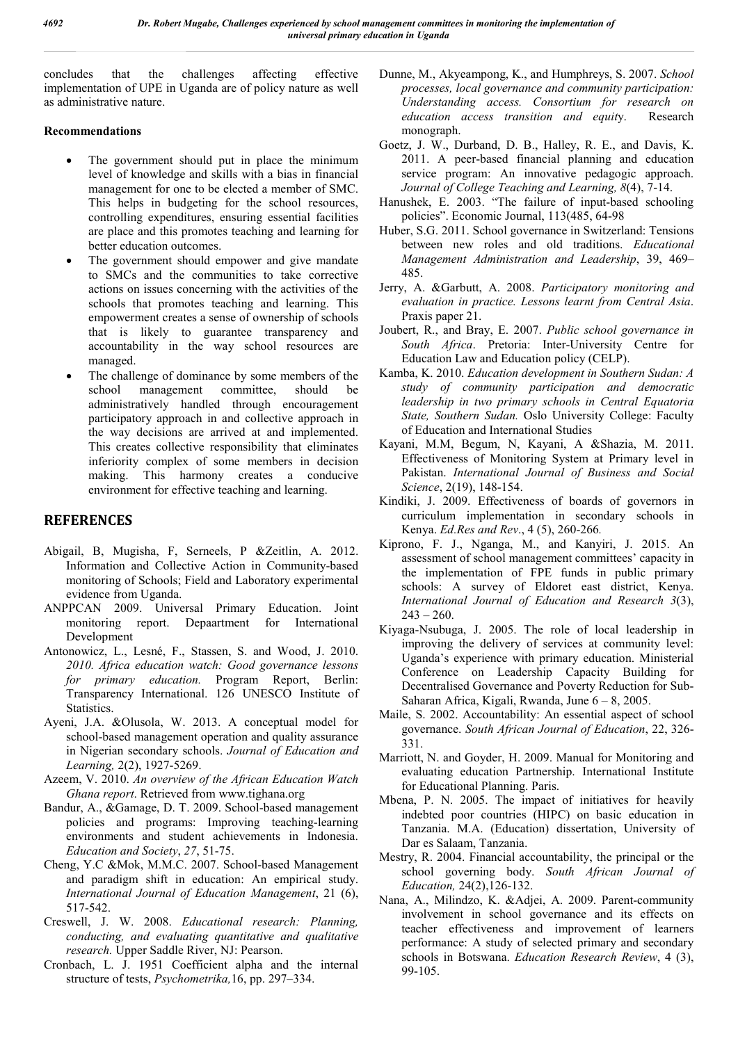concludes that the challenges affecting effective implementation of UPE in Uganda are of policy nature as well as administrative nature.

**Recommendations**

- The government should put in place the minimum level of knowledge and skills with a bias in financial management for one to be elected a member of SMC. This helps in budgeting for the school resources, controlling expenditures, ensuring essential facilities are place and this promotes teaching and learning for better education outcomes.
- The government should empower and give mandate to SMCs and the communities to take corrective actions on issues concerning with the activities of the schools that promotes teaching and learning. This empowerment creates a sense of ownership of schools that is likely to guarantee transparency and accountability in the way school resources are managed.
- The challenge of dominance by some members of the school management committee, should be administratively handled through encouragement participatory approach in and collective approach in the way decisions are arrived at and implemented. This creates collective responsibility that eliminates inferiority complex of some members in decision making. This harmony creates a conducive environment for effective teaching and learning.

## REFERENCES

Abigail, B, Mugisha, F, Serneels, P &Zeitlin, A. 2012. Information and Collective Action in Community-based monitoring of Schools; Field and Laboratory experimental evidence from Uganda.

ANPPCAN 2009. Universal Primary Education. Joint monitoring report. Depaartment for International Development

Antonowicz, L., Lesné, F., Stassen, S. and Wood, J. 2010. *2010. Africa education watch: Good governance lessons for primary education.* Program Report, Berlin: Transparency International. 126 UNESCO Institute of Statistics.

Ayeni, J.A. &Olusola, W. 2013. A conceptual model for school-based management operation and quality assurance in Nigerian secondary schools. *Journal of Education and Learning,* 2(2), 1927-5269.

Azeem, V. 2010. *An overview of the African Education Watch Ghana report*. Retrieved from www.tighana.org

Bandur, A., &Gamage, D. T. 2009. School-based management policies and programs: Improving teaching-learning environments and student achievements in Indonesia. *Education and Society*, *27*, 51-75.

Cheng, Y.C &Mok, M.M.C. 2007. School-based Management and paradigm shift in education: An empirical study. *International Journal of Education Management*, 21 (6), 517-542.

Creswell, J. W. 2008. *Educational research: Planning, conducting, and evaluating quantitative and qualitative research.* Upper Saddle River, NJ: Pearson.

Cronbach, L. J. 1951 Coefficient alpha and the internal structure of tests, *Psychometrika,*16, pp. 297–334.

Dunne, M., Akyeampong, K., and Humphreys, S. 2007. *School processes, local governance and community participation: Understanding access. Consortium for research on education access transition and equity*. Research monograph.

Goetz, J. W., Durband, D. B., Halley, R. E., and Davis, K. 2011. A peer-based financial planning and education service program: An innovative pedagogic approach. *Journal of College Teaching and Learning, 8*(4), 7-14.

Hanushek, E. 2003. "The failure of input-based schooling policies". Economic Journal, 113(485, 64-98

Huber, S.G. 2011. School governance in Switzerland: Tensions between new roles and old traditions. *Educational Management Administration and Leadership*, 39, 469–485.

Jerry, A. &Garbutt, A. 2008. *Participatory monitoring and evaluation in practice. Lessons learnt from Central Asia*. Praxis paper 21.

Joubert, R., and Bray, E. 2007. *Public school governance in South Africa*. Pretoria: Inter-University Centre for Education Law and Education policy (CELP).

Kamba, K. 2010. *Education development in Southern Sudan: A study of community participation and democratic leadership in two primary schools in Central Equatoria State, Southern Sudan.* Oslo University College: Faculty of Education and International Studies

Kayani, M.M, Begum, N, Kayani, A &Shazia, M. 2011. Effectiveness of Monitoring System at Primary level in Pakistan. *International Journal of Business and Social Science*, 2(19), 148-154.

Kindiki, J. 2009. Effectiveness of boards of governors in curriculum implementation in secondary schools in Kenya. *Ed.Res and Rev*., 4 (5), 260-266*.*

Kiprono, F. J., Nganga, M., and Kanyiri, J. 2015. An assessment of school management committees' capacity in the implementation of FPE funds in public primary schools: A survey of Eldoret east district, Kenya. *International Journal of Education and Research 3*(3), 243 – 260.

Kiyaga-Nsubuga, J. 2005. The role of local leadership in improving the delivery of services at community level: Uganda's experience with primary education. Ministerial Conference on Leadership Capacity Building for Decentralised Governance and Poverty Reduction for Sub-Saharan Africa, Kigali, Rwanda, June 6 – 8, 2005.

Maile, S. 2002. Accountability: An essential aspect of school governance. *South African Journal of Education*, 22, 326-331.

Marriott, N. and Goyder, H. 2009. Manual for Monitoring and evaluating education Partnership. International Institute for Educational Planning. Paris.

Mbena, P. N. 2005. The impact of initiatives for heavily indebted poor countries (HIPC) on basic education in Tanzania. M.A. (Education) dissertation, University of Dar es Salaam, Tanzania.

Mestry, R. 2004. Financial accountability, the principal or the school governing body. *South African Journal of Education,* 24(2),126-132.

Nana, A., Milindzo, K. &Adjei, A. 2009. Parent-community involvement in school governance and its effects on teacher effectiveness and improvement of learners performance: A study of selected primary and secondary schools in Botswana. *Education Research Review*, 4 (3), 99-105.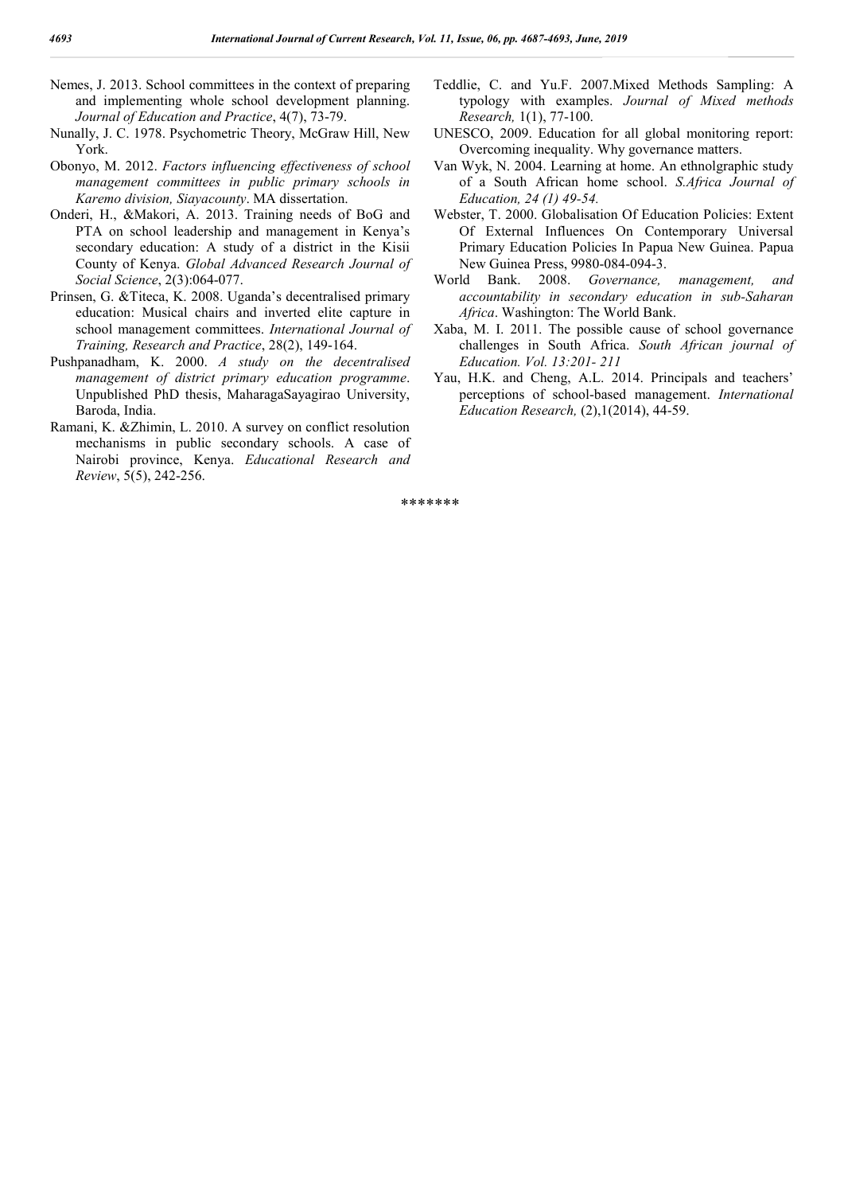Nemes, J. 2013. School committees in the context of preparing and implementing whole school development planning. *Journal of Education and Practice*, 4(7), 73-79.

Nunally, J. C. 1978. Psychometric Theory, McGraw Hill, New York.

Obonyo, M. 2012. *Factors influencing effectiveness of school management committees in public primary schools in Karemo division, Siayacounty*. MA dissertation.

Onderi, H., &Makori, A. 2013. Training needs of BoG and PTA on school leadership and management in Kenya's secondary education: A study of a district in the Kisii County of Kenya. *Global Advanced Research Journal of Social Science*, 2(3):064-077.

Prinsen, G. &Titeca, K. 2008. Uganda's decentralised primary education: Musical chairs and inverted elite capture in school management committees. *International Journal of Training, Research and Practice*, 28(2), 149-164.

Pushpanadham, K. 2000. *A study on the decentralised management of district primary education programme*. Unpublished PhD thesis, MaharagaSayagirao University, Baroda, India.

Ramani, K. &Zhimin, L. 2010. A survey on conflict resolution mechanisms in public secondary schools. A case of Nairobi province, Kenya. *Educational Research and Review*, 5(5), 242-256.

Teddlie, C. and Yu.F. 2007.Mixed Methods Sampling: A typology with examples. *Journal of Mixed methods Research,* 1(1), 77-100.

UNESCO, 2009. Education for all global monitoring report: Overcoming inequality. Why governance matters.

Van Wyk, N. 2004. Learning at home. An ethnolgraphic study of a South African home school. *S.Africa Journal of Education, 24 (1) 49-54.*

Webster, T. 2000. Globalisation Of Education Policies: Extent Of External Influences On Contemporary Universal Primary Education Policies In Papua New Guinea. Papua New Guinea Press, 9980-084-094-3.

World Bank. 2008. *Governance, management, and accountability in secondary education in sub-Saharan Africa*. Washington: The World Bank.

Xaba, M. I. 2011. The possible cause of school governance challenges in South Africa. *South African journal of Education. Vol. 13:201- 211*

Yau, H.K. and Cheng, A.L. 2014. Principals and teachers' perceptions of school-based management. *International Education Research,* (2),1(2014), 44-59.

*******